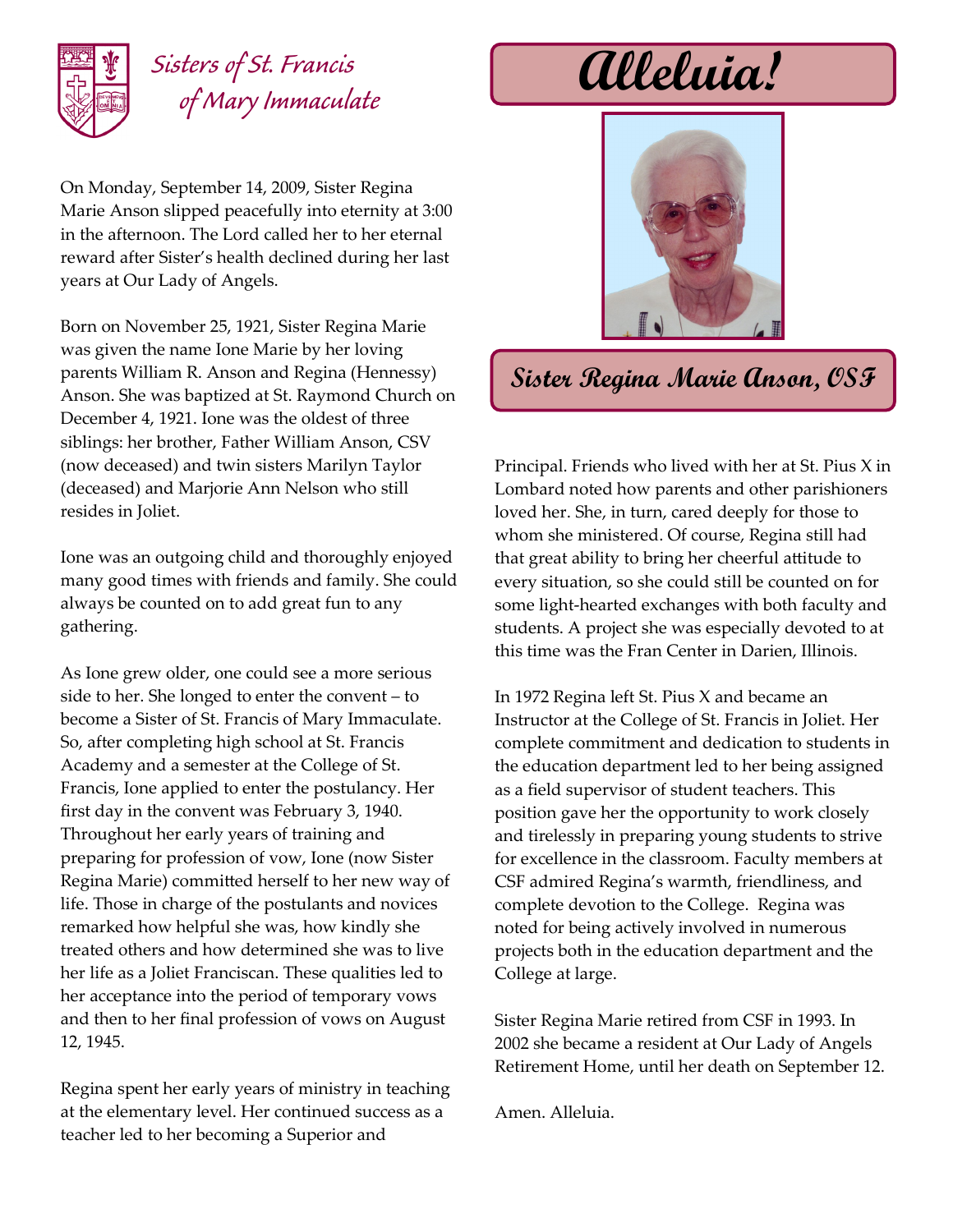Sisters of St. Francis of Mary Immaculate

# Alleluia!

## Sister Regina Marie Anson, OSF

On Monday, September 14, 2009, Sister Regina Marie Anson slipped peacefully into eternity at 3:00 in the afternoon. The Lord called her to her eternal reward after Sister's health declined during her last years at Our Lady of Angels.

Born on November 25, 1921, Sister Regina Marie was given the name Ione Marie by her loving parents William R. Anson and Regina (Hennessy) Anson. She was baptized at St. Raymond Church on December 4, 1921. Ione was the oldest of three siblings: her brother, Father William Anson, CSV (now deceased) and twin sisters Marilyn Taylor (deceased) and Marjorie Ann Nelson who still resides in Joliet.

Ione was an outgoing child and thoroughly enjoyed many good times with friends and family. She could always be counted on to add great fun to any gathering.

As Ione grew older, one could see a more serious side to her. She longed to enter the convent – to become a Sister of St. Francis of Mary Immaculate. So, after completing high school at St. Francis Academy and a semester at the College of St. Francis, Ione applied to enter the postulancy. Her first day in the convent was February 3, 1940. Throughout her early years of training and preparing for profession of vow, Ione (now Sister Regina Marie) committed herself to her new way of life. Those in charge of the postulants and novices remarked how helpful she was, how kindly she treated others and how determined she was to live her life as a Joliet Franciscan. These qualities led to her acceptance into the period of temporary vows and then to her final profession of vows on August 12, 1945.

Regina spent her early years of ministry in teaching at the elementary level. Her continued success as a teacher led to her becoming a Superior and Principal. Friends who lived with her at St. Pius X in Lombard noted how parents and other parishioners loved her. She, in turn, cared deeply for those to whom she ministered. Of course, Regina still had that great ability to bring her cheerful attitude to every situation, so she could still be counted on for some light-hearted exchanges with both faculty and students. A project she was especially devoted to at this time was the Fran Center in Darien, Illinois.

In 1972 Regina left St. Pius X and became an Instructor at the College of St. Francis in Joliet. Her complete commitment and dedication to students in the education department led to her being assigned as a field supervisor of student teachers. This position gave her the opportunity to work closely and tirelessly in preparing young students to strive for excellence in the classroom. Faculty members at CSF admired Regina's warmth, friendliness, and complete devotion to the College. Regina was noted for being actively involved in numerous projects both in the education department and the College at large.

Sister Regina Marie retired from CSF in 1993. In 2002 she became a resident at Our Lady of Angels Retirement Home, until her death on September 12.

Amen. Alleluia.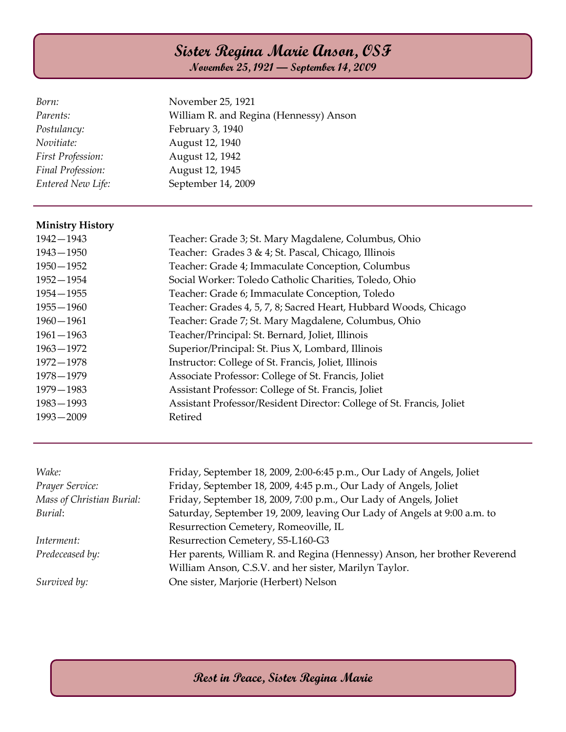# Sister Regina Marie Anson, OSF

**November 25, 1921 — September 14, 2009**

| | |
|---|---|
| *Born:* | November 25, 1921 |
| *Parents:* | William R. and Regina (Hennessy) Anson |
| *Postulancy:* | February 3, 1940 |
| *Novitiate:* | August 12, 1940 |
| *First Profession:* | August 12, 1942 |
| *Final Profession:* | August 12, 1945 |
| *Entered New Life:* | September 14, 2009 |

---

**Ministry History**

| | |
|---|---|
| 1942—1943 | Teacher: Grade 3; St. Mary Magdalene, Columbus, Ohio |
| 1943—1950 | Teacher: Grades 3 & 4; St. Pascal, Chicago, Illinois |
| 1950—1952 | Teacher: Grade 4; Immaculate Conception, Columbus |
| 1952—1954 | Social Worker: Toledo Catholic Charities, Toledo, Ohio |
| 1954—1955 | Teacher: Grade 6; Immaculate Conception, Toledo |
| 1955—1960 | Teacher: Grades 4, 5, 7, 8; Sacred Heart, Hubbard Woods, Chicago |
| 1960—1961 | Teacher: Grade 7; St. Mary Magdalene, Columbus, Ohio |
| 1961—1963 | Teacher/Principal: St. Bernard, Joliet, Illinois |
| 1963—1972 | Superior/Principal: St. Pius X, Lombard, Illinois |
| 1972—1978 | Instructor: College of St. Francis, Joliet, Illinois |
| 1978—1979 | Associate Professor: College of St. Francis, Joliet |
| 1979—1983 | Assistant Professor: College of St. Francis, Joliet |
| 1983—1993 | Assistant Professor/Resident Director: College of St. Francis, Joliet |
| 1993—2009 | Retired |

---

| | |
|---|---|
| *Wake:* | Friday, September 18, 2009, 2:00-6:45 p.m., Our Lady of Angels, Joliet |
| *Prayer Service:* | Friday, September 18, 2009, 4:45 p.m., Our Lady of Angels, Joliet |
| *Mass of Christian Burial:* | Friday, September 18, 2009, 7:00 p.m., Our Lady of Angels, Joliet |
| *Burial:* | Saturday, September 19, 2009, leaving Our Lady of Angels at 9:00 a.m. to Resurrection Cemetery, Romeoville, IL |
| *Interment:* | Resurrection Cemetery, S5-L160-G3 |
| *Predeceased by:* | Her parents, William R. and Regina (Hennessy) Anson, her brother Reverend William Anson, C.S.V. and her sister, Marilyn Taylor. |
| *Survived by:* | One sister, Marjorie (Herbert) Nelson |

**Rest in Peace, Sister Regina Marie**